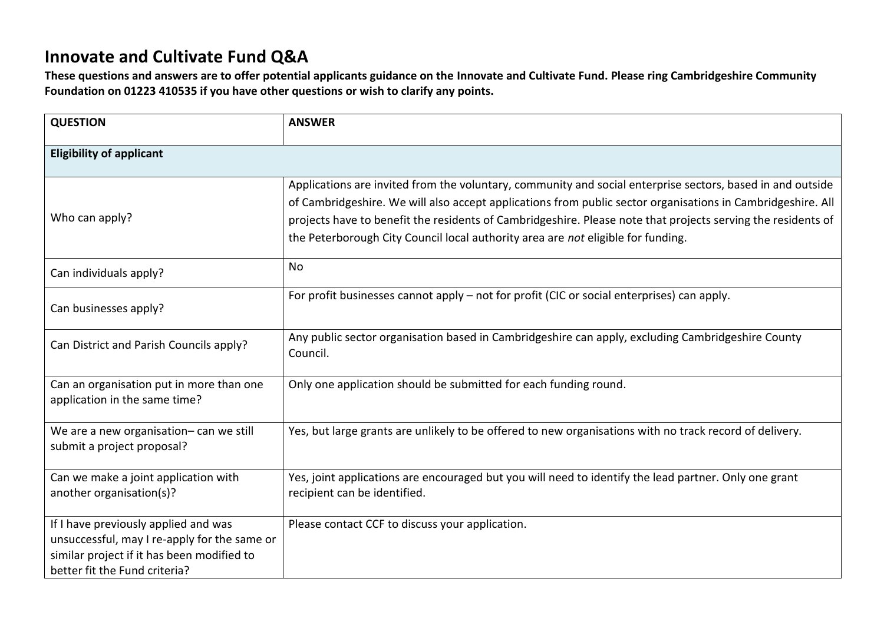# Innovate and Cultivate Fund Q&A

**These questions and answers are to offer potential applicants guidance on the Innovate and Cultivate Fund. Please ring Cambridgeshire Community Foundation on 01223 410535 if you have other questions or wish to clarify any points.**

| QUESTION | ANSWER |
|---|---|
| **Eligibility of applicant** | |
| Who can apply? | Applications are invited from the voluntary, community and social enterprise sectors, based in and outside of Cambridgeshire. We will also accept applications from public sector organisations in Cambridgeshire. All projects have to benefit the residents of Cambridgeshire. Please note that projects serving the residents of the Peterborough City Council local authority area are *not* eligible for funding. |
| Can individuals apply? | No |
| Can businesses apply? | For profit businesses cannot apply – not for profit (CIC or social enterprises) can apply. |
| Can District and Parish Councils apply? | Any public sector organisation based in Cambridgeshire can apply, excluding Cambridgeshire County Council. |
| Can an organisation put in more than one application in the same time? | Only one application should be submitted for each funding round. |
| We are a new organisation– can we still submit a project proposal? | Yes, but large grants are unlikely to be offered to new organisations with no track record of delivery. |
| Can we make a joint application with another organisation(s)? | Yes, joint applications are encouraged but you will need to identify the lead partner. Only one grant recipient can be identified. |
| If I have previously applied and was unsuccessful, may I re-apply for the same or similar project if it has been modified to better fit the Fund criteria? | Please contact CCF to discuss your application. |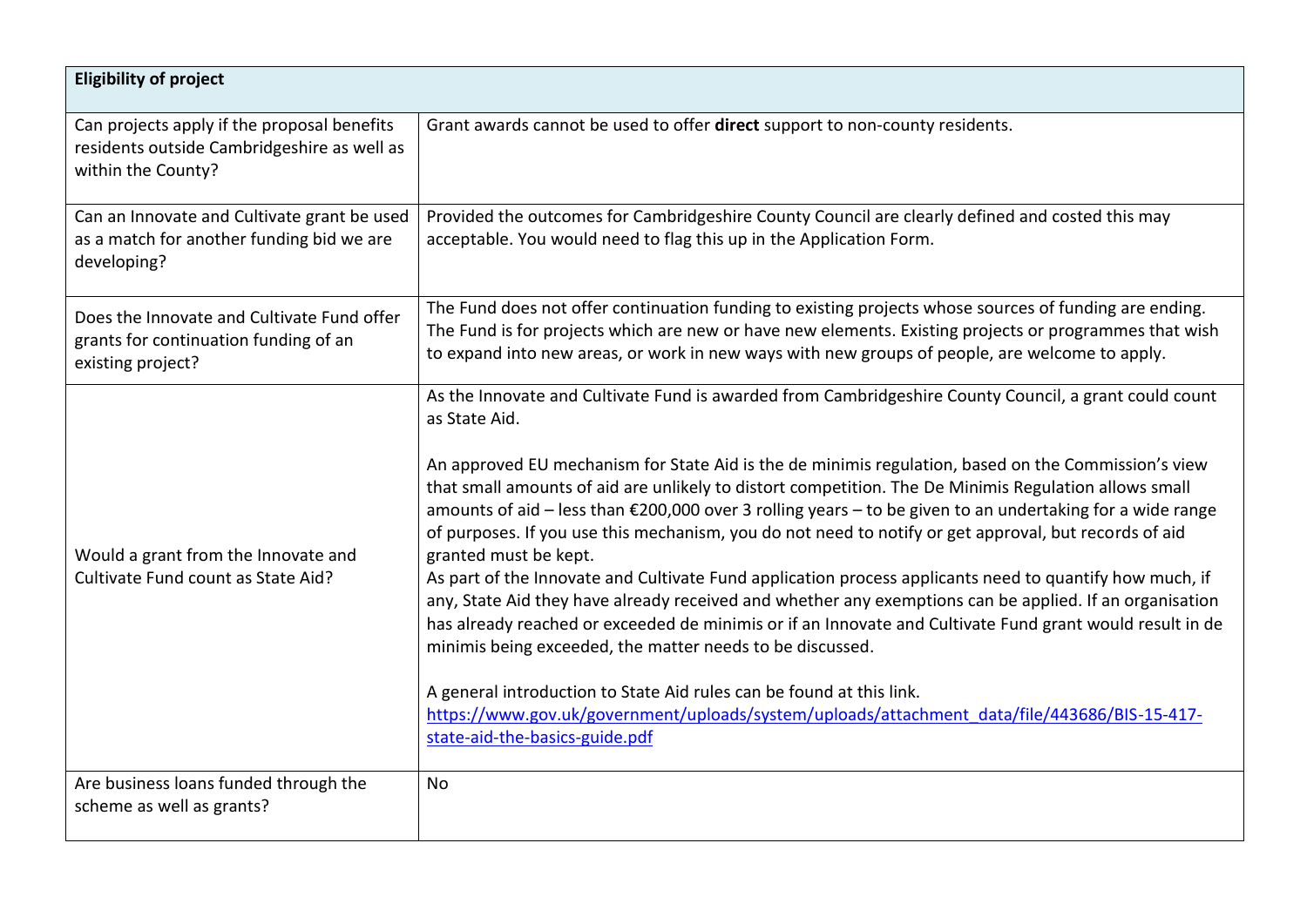| **Eligibility of project** | |
|---|---|
| Can projects apply if the proposal benefits residents outside Cambridgeshire as well as within the County? | Grant awards cannot be used to offer **direct** support to non-county residents. |
| Can an Innovate and Cultivate grant be used as a match for another funding bid we are developing? | Provided the outcomes for Cambridgeshire County Council are clearly defined and costed this may acceptable. You would need to flag this up in the Application Form. |
| Does the Innovate and Cultivate Fund offer grants for continuation funding of an existing project? | The Fund does not offer continuation funding to existing projects whose sources of funding are ending. The Fund is for projects which are new or have new elements. Existing projects or programmes that wish to expand into new areas, or work in new ways with new groups of people, are welcome to apply. |
| Would a grant from the Innovate and Cultivate Fund count as State Aid? | As the Innovate and Cultivate Fund is awarded from Cambridgeshire County Council, a grant could count as State Aid.<br><br>An approved EU mechanism for State Aid is the de minimis regulation, based on the Commission's view that small amounts of aid are unlikely to distort competition. The De Minimis Regulation allows small amounts of aid – less than €200,000 over 3 rolling years – to be given to an undertaking for a wide range of purposes. If you use this mechanism, you do not need to notify or get approval, but records of aid granted must be kept.<br>As part of the Innovate and Cultivate Fund application process applicants need to quantify how much, if any, State Aid they have already received and whether any exemptions can be applied. If an organisation has already reached or exceeded de minimis or if an Innovate and Cultivate Fund grant would result in de minimis being exceeded, the matter needs to be discussed.<br><br>A general introduction to State Aid rules can be found at this link.<br>https://www.gov.uk/government/uploads/system/uploads/attachment_data/file/443686/BIS-15-417-state-aid-the-basics-guide.pdf |
| Are business loans funded through the scheme as well as grants? | No |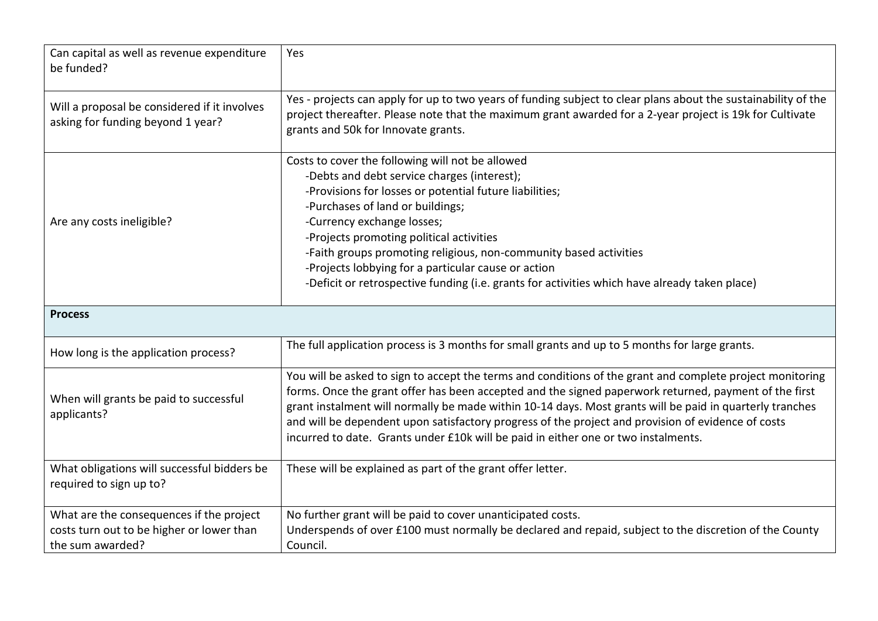| | |
|---|---|
| Can capital as well as revenue expenditure be funded? | Yes |
| Will a proposal be considered if it involves asking for funding beyond 1 year? | Yes - projects can apply for up to two years of funding subject to clear plans about the sustainability of the project thereafter. Please note that the maximum grant awarded for a 2-year project is 19k for Cultivate grants and 50k for Innovate grants. |
| Are any costs ineligible? | Costs to cover the following will not be allowed<br>-Debts and debt service charges (interest);<br>-Provisions for losses or potential future liabilities;<br>-Purchases of land or buildings;<br>-Currency exchange losses;<br>-Projects promoting political activities<br>-Faith groups promoting religious, non-community based activities<br>-Projects lobbying for a particular cause or action<br>-Deficit or retrospective funding (i.e. grants for activities which have already taken place) |
| **Process** | |
| How long is the application process? | The full application process is 3 months for small grants and up to 5 months for large grants. |
| When will grants be paid to successful applicants? | You will be asked to sign to accept the terms and conditions of the grant and complete project monitoring forms. Once the grant offer has been accepted and the signed paperwork returned, payment of the first grant instalment will normally be made within 10-14 days. Most grants will be paid in quarterly tranches and will be dependent upon satisfactory progress of the project and provision of evidence of costs incurred to date. Grants under £10k will be paid in either one or two instalments. |
| What obligations will successful bidders be required to sign up to? | These will be explained as part of the grant offer letter. |
| What are the consequences if the project costs turn out to be higher or lower than the sum awarded? | No further grant will be paid to cover unanticipated costs.<br>Underspends of over £100 must normally be declared and repaid, subject to the discretion of the County Council. |